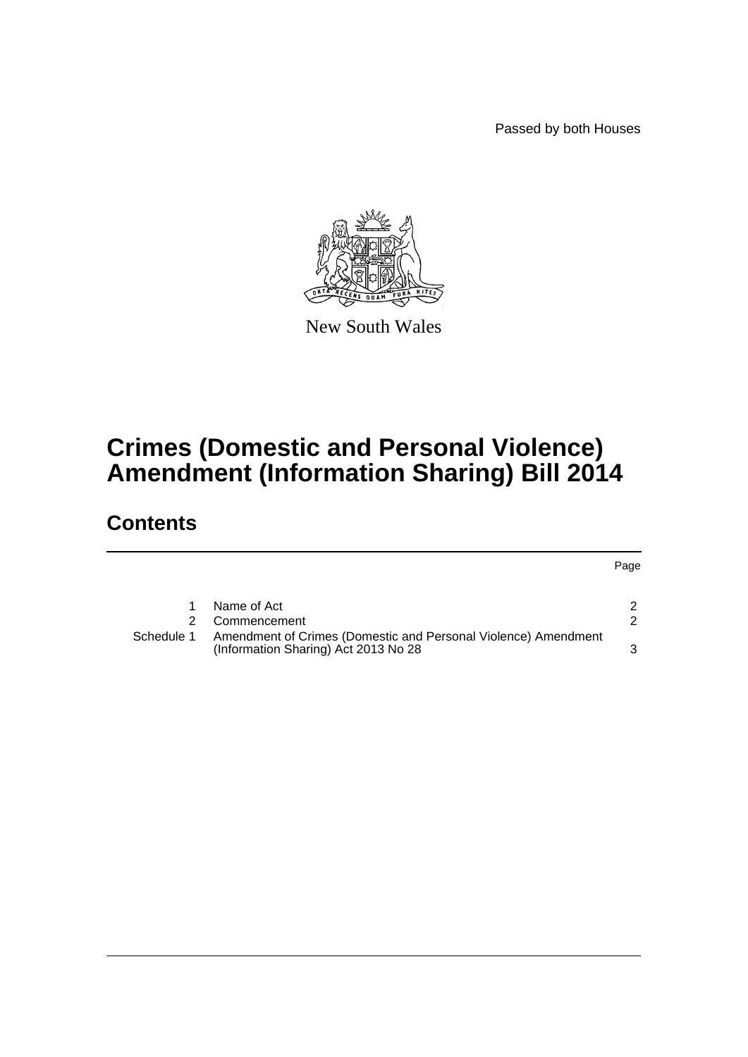Passed by both Houses

New South Wales

# Crimes (Domestic and Personal Violence) Amendment (Information Sharing) Bill 2014

## Contents

| | | Page |
|---|---|---|
| 1 | Name of Act | 2 |
| 2 | Commencement | 2 |
| Schedule 1 | Amendment of Crimes (Domestic and Personal Violence) Amendment (Information Sharing) Act 2013 No 28 | 3 |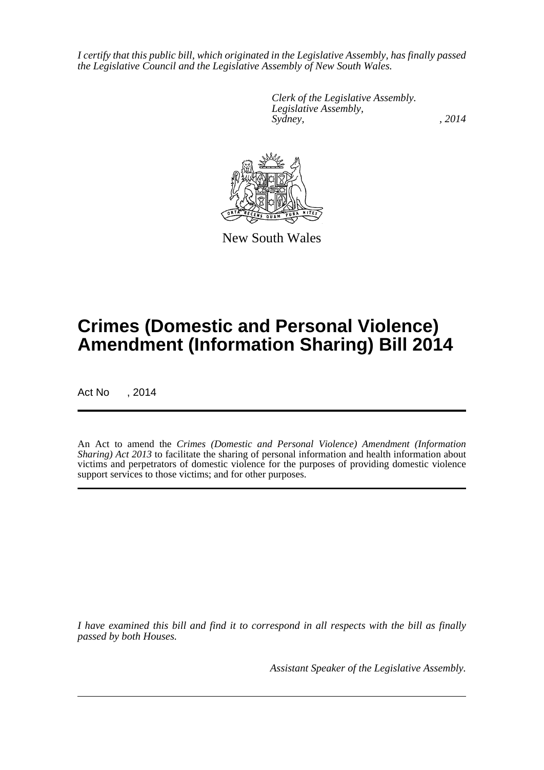*I certify that this public bill, which originated in the Legislative Assembly, has finally passed the Legislative Council and the Legislative Assembly of New South Wales.*

*Clerk of the Legislative Assembly.*
*Legislative Assembly,*
*Sydney, , 2014*

New South Wales

# Crimes (Domestic and Personal Violence) Amendment (Information Sharing) Bill 2014

Act No , 2014

An Act to amend the *Crimes (Domestic and Personal Violence) Amendment (Information Sharing) Act 2013* to facilitate the sharing of personal information and health information about victims and perpetrators of domestic violence for the purposes of providing domestic violence support services to those victims; and for other purposes.

*I have examined this bill and find it to correspond in all respects with the bill as finally passed by both Houses.*

*Assistant Speaker of the Legislative Assembly.*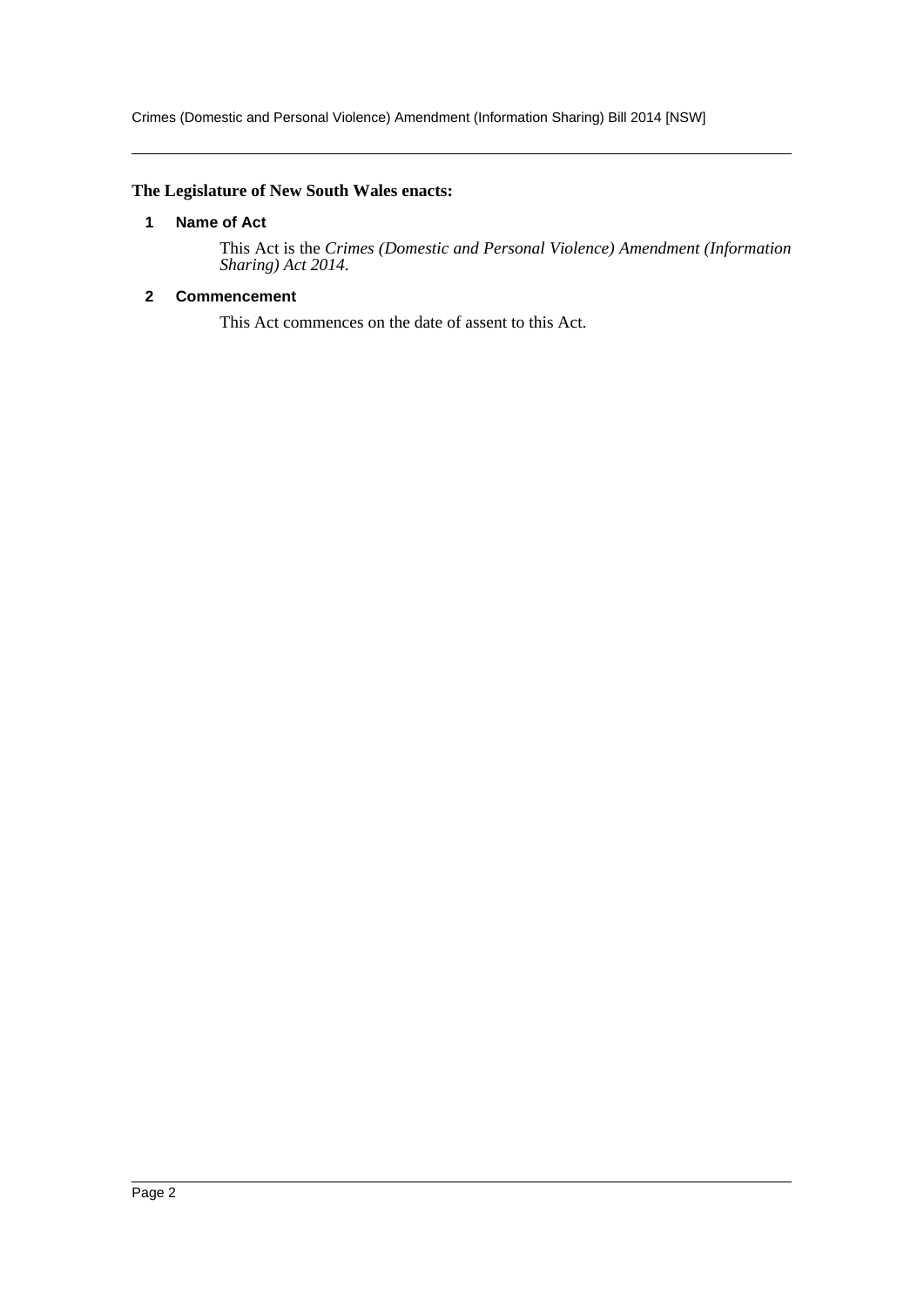**The Legislature of New South Wales enacts:**

### 1 Name of Act

This Act is the *Crimes (Domestic and Personal Violence) Amendment (Information Sharing) Act 2014*.

### 2 Commencement

This Act commences on the date of assent to this Act.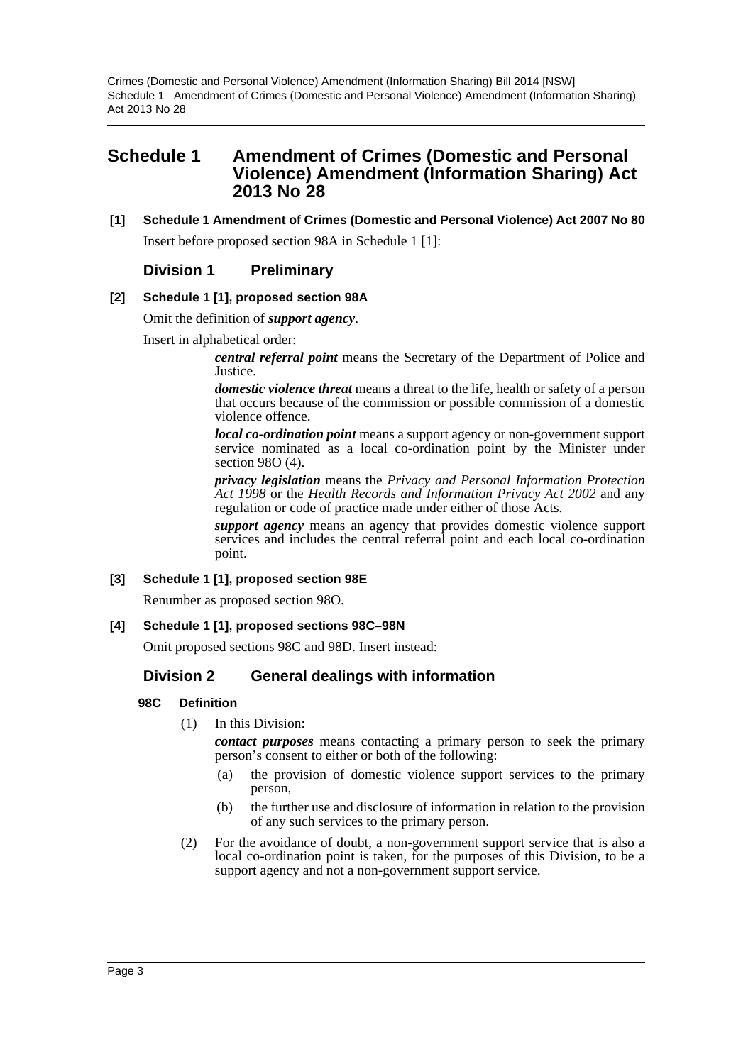# Schedule 1 Amendment of Crimes (Domestic and Personal Violence) Amendment (Information Sharing) Act 2013 No 28

**[1] Schedule 1 Amendment of Crimes (Domestic and Personal Violence) Act 2007 No 80**

Insert before proposed section 98A in Schedule 1 [1]:

## Division 1 Preliminary

**[2] Schedule 1 [1], proposed section 98A**

Omit the definition of ***support agency***.

Insert in alphabetical order:

> ***central referral point*** means the Secretary of the Department of Police and Justice.
>
> ***domestic violence threat*** means a threat to the life, health or safety of a person that occurs because of the commission or possible commission of a domestic violence offence.
>
> ***local co-ordination point*** means a support agency or non-government support service nominated as a local co-ordination point by the Minister under section 98O (4).
>
> ***privacy legislation*** means the *Privacy and Personal Information Protection Act 1998* or the *Health Records and Information Privacy Act 2002* and any regulation or code of practice made under either of those Acts.
>
> ***support agency*** means an agency that provides domestic violence support services and includes the central referral point and each local co-ordination point.

**[3] Schedule 1 [1], proposed section 98E**

Renumber as proposed section 98O.

**[4] Schedule 1 [1], proposed sections 98C–98N**

Omit proposed sections 98C and 98D. Insert instead:

## Division 2 General dealings with information

### 98C Definition

(1) In this Division:

***contact purposes*** means contacting a primary person to seek the primary person's consent to either or both of the following:

- (a) the provision of domestic violence support services to the primary person,
- (b) the further use and disclosure of information in relation to the provision of any such services to the primary person.

(2) For the avoidance of doubt, a non-government support service that is also a local co-ordination point is taken, for the purposes of this Division, to be a support agency and not a non-government support service.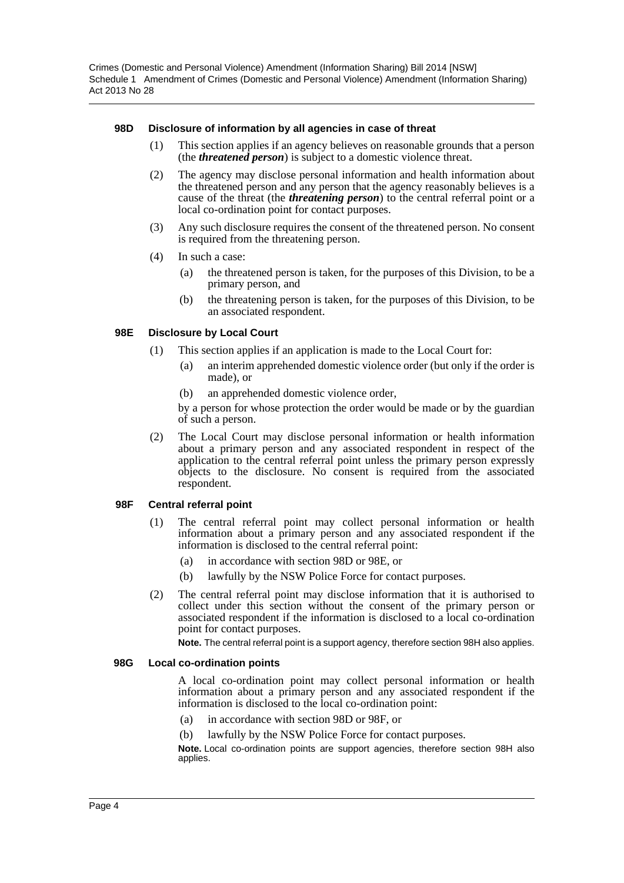#### 98D Disclosure of information by all agencies in case of threat

(1) This section applies if an agency believes on reasonable grounds that a person (the ***threatened person***) is subject to a domestic violence threat.

(2) The agency may disclose personal information and health information about the threatened person and any person that the agency reasonably believes is a cause of the threat (the ***threatening person***) to the central referral point or a local co-ordination point for contact purposes.

(3) Any such disclosure requires the consent of the threatened person. No consent is required from the threatening person.

(4) In such a case:

- (a) the threatened person is taken, for the purposes of this Division, to be a primary person, and
- (b) the threatening person is taken, for the purposes of this Division, to be an associated respondent.

#### 98E Disclosure by Local Court

(1) This section applies if an application is made to the Local Court for:

- (a) an interim apprehended domestic violence order (but only if the order is made), or
- (b) an apprehended domestic violence order,

by a person for whose protection the order would be made or by the guardian of such a person.

(2) The Local Court may disclose personal information or health information about a primary person and any associated respondent in respect of the application to the central referral point unless the primary person expressly objects to the disclosure. No consent is required from the associated respondent.

#### 98F Central referral point

(1) The central referral point may collect personal information or health information about a primary person and any associated respondent if the information is disclosed to the central referral point:

- (a) in accordance with section 98D or 98E, or
- (b) lawfully by the NSW Police Force for contact purposes.

(2) The central referral point may disclose information that it is authorised to collect under this section without the consent of the primary person or associated respondent if the information is disclosed to a local co-ordination point for contact purposes.

**Note.** The central referral point is a support agency, therefore section 98H also applies.

#### 98G Local co-ordination points

A local co-ordination point may collect personal information or health information about a primary person and any associated respondent if the information is disclosed to the local co-ordination point:

- (a) in accordance with section 98D or 98F, or
- (b) lawfully by the NSW Police Force for contact purposes.

**Note.** Local co-ordination points are support agencies, therefore section 98H also applies.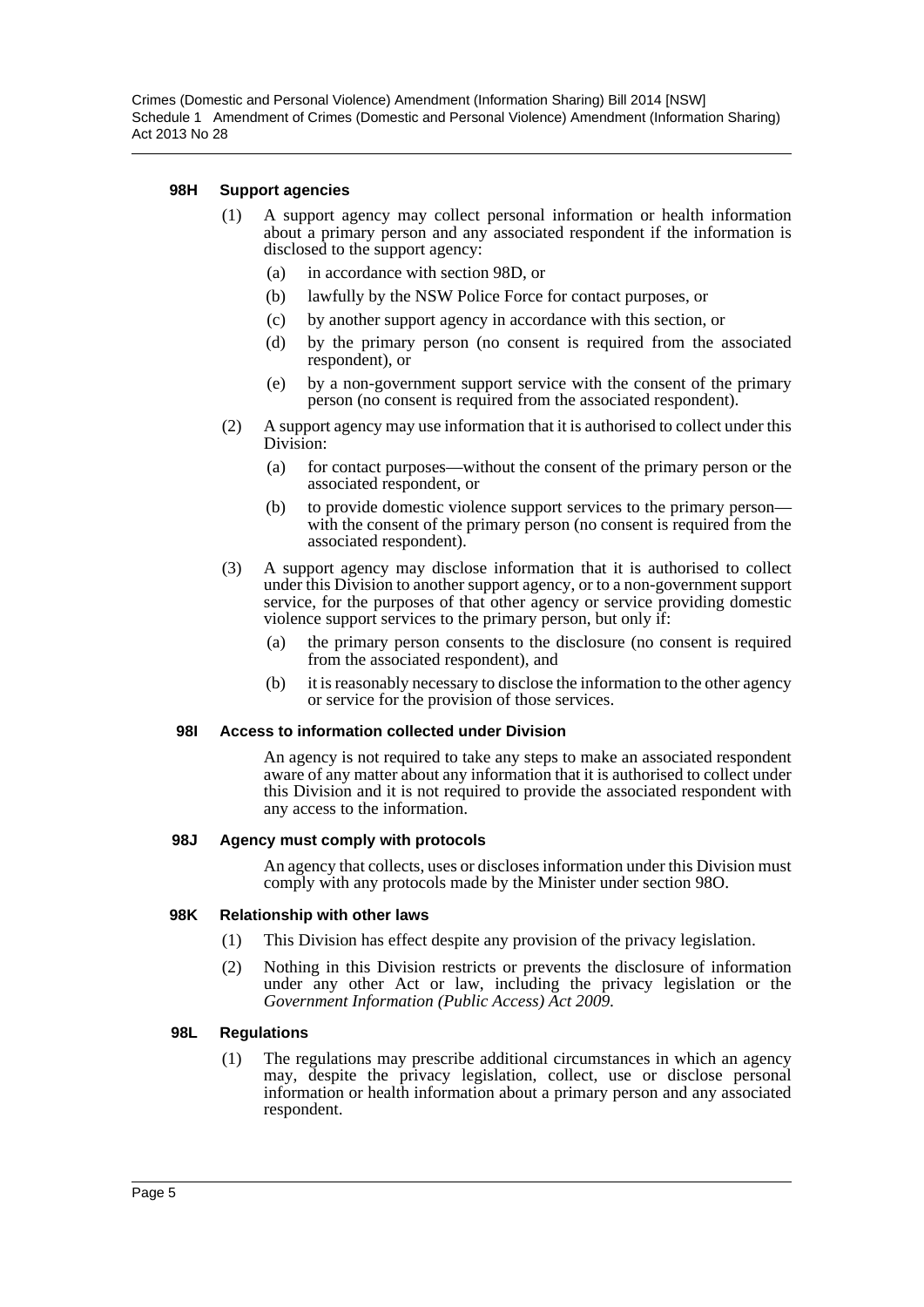#### 98H Support agencies

(1) A support agency may collect personal information or health information about a primary person and any associated respondent if the information is disclosed to the support agency:

- (a) in accordance with section 98D, or
- (b) lawfully by the NSW Police Force for contact purposes, or
- (c) by another support agency in accordance with this section, or
- (d) by the primary person (no consent is required from the associated respondent), or
- (e) by a non-government support service with the consent of the primary person (no consent is required from the associated respondent).

(2) A support agency may use information that it is authorised to collect under this Division:

- (a) for contact purposes—without the consent of the primary person or the associated respondent, or
- (b) to provide domestic violence support services to the primary person—with the consent of the primary person (no consent is required from the associated respondent).

(3) A support agency may disclose information that it is authorised to collect under this Division to another support agency, or to a non-government support service, for the purposes of that other agency or service providing domestic violence support services to the primary person, but only if:

- (a) the primary person consents to the disclosure (no consent is required from the associated respondent), and
- (b) it is reasonably necessary to disclose the information to the other agency or service for the provision of those services.

#### 98I Access to information collected under Division

An agency is not required to take any steps to make an associated respondent aware of any matter about any information that it is authorised to collect under this Division and it is not required to provide the associated respondent with any access to the information.

#### 98J Agency must comply with protocols

An agency that collects, uses or discloses information under this Division must comply with any protocols made by the Minister under section 98O.

#### 98K Relationship with other laws

(1) This Division has effect despite any provision of the privacy legislation.

(2) Nothing in this Division restricts or prevents the disclosure of information under any other Act or law, including the privacy legislation or the *Government Information (Public Access) Act 2009*.

#### 98L Regulations

(1) The regulations may prescribe additional circumstances in which an agency may, despite the privacy legislation, collect, use or disclose personal information or health information about a primary person and any associated respondent.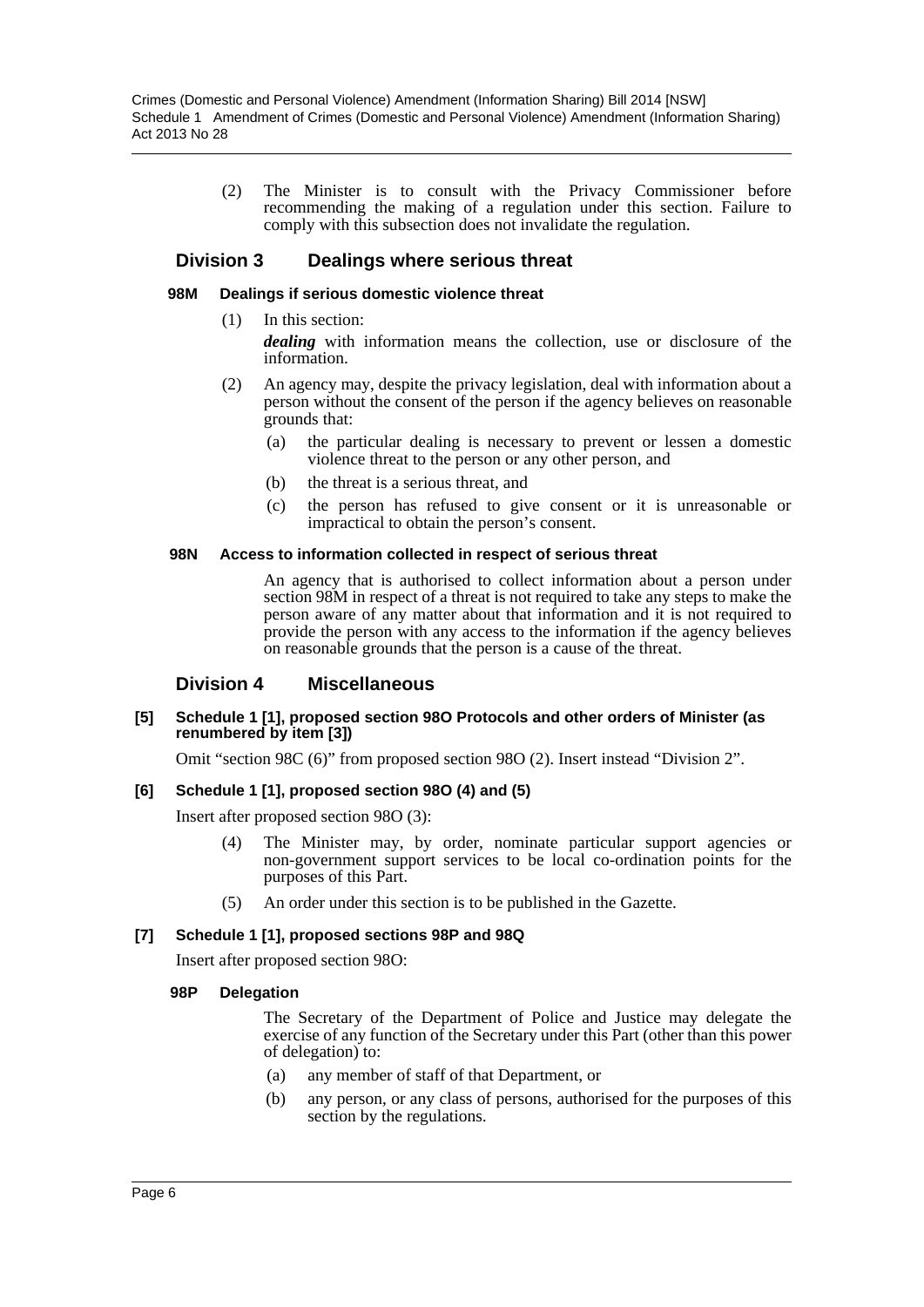(2) The Minister is to consult with the Privacy Commissioner before recommending the making of a regulation under this section. Failure to comply with this subsection does not invalidate the regulation.

## Division 3 Dealings where serious threat

### 98M Dealings if serious domestic violence threat

(1) In this section:

***dealing*** with information means the collection, use or disclosure of the information.

(2) An agency may, despite the privacy legislation, deal with information about a person without the consent of the person if the agency believes on reasonable grounds that:

(a) the particular dealing is necessary to prevent or lessen a domestic violence threat to the person or any other person, and

(b) the threat is a serious threat, and

(c) the person has refused to give consent or it is unreasonable or impractical to obtain the person's consent.

### 98N Access to information collected in respect of serious threat

An agency that is authorised to collect information about a person under section 98M in respect of a threat is not required to take any steps to make the person aware of any matter about that information and it is not required to provide the person with any access to the information if the agency believes on reasonable grounds that the person is a cause of the threat.

## Division 4 Miscellaneous

### [5] Schedule 1 [1], proposed section 98O Protocols and other orders of Minister (as renumbered by item [3])

Omit "section 98C (6)" from proposed section 98O (2). Insert instead "Division 2".

### [6] Schedule 1 [1], proposed section 98O (4) and (5)

Insert after proposed section 98O (3):

(4) The Minister may, by order, nominate particular support agencies or non-government support services to be local co-ordination points for the purposes of this Part.

(5) An order under this section is to be published in the Gazette.

### [7] Schedule 1 [1], proposed sections 98P and 98Q

Insert after proposed section 98O:

### 98P Delegation

The Secretary of the Department of Police and Justice may delegate the exercise of any function of the Secretary under this Part (other than this power of delegation) to:

(a) any member of staff of that Department, or

(b) any person, or any class of persons, authorised for the purposes of this section by the regulations.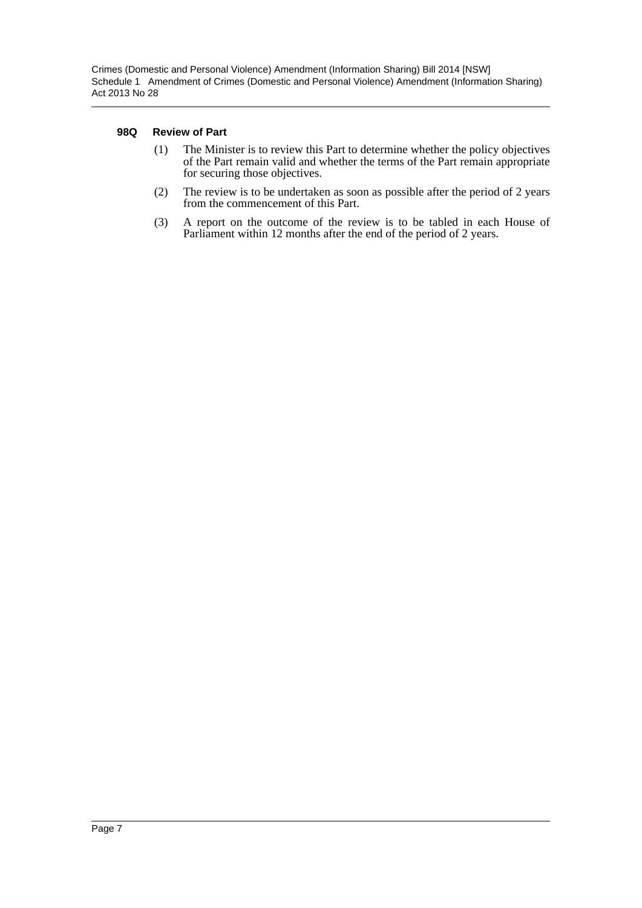#### 98Q Review of Part

(1) The Minister is to review this Part to determine whether the policy objectives of the Part remain valid and whether the terms of the Part remain appropriate for securing those objectives.

(2) The review is to be undertaken as soon as possible after the period of 2 years from the commencement of this Part.

(3) A report on the outcome of the review is to be tabled in each House of Parliament within 12 months after the end of the period of 2 years.